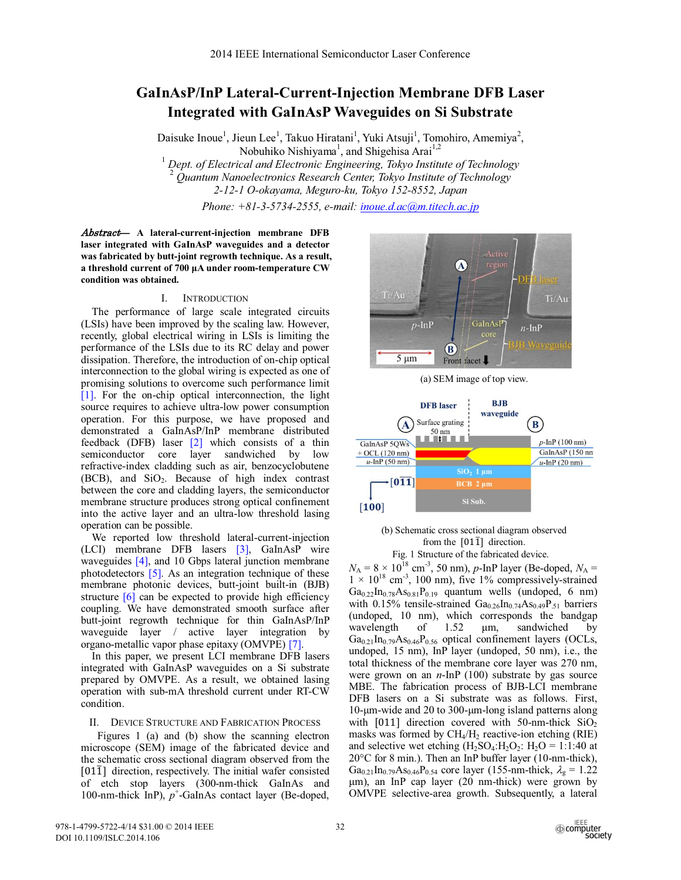# GaInAsP/InP Lateral-Current-Injection Membrane DFB Laser Integrated with GaInAsP Waveguides on Si Substrate

Daisuke Inoue[1], Jieun Lee[1], Takuo Hiratani[1], Yuki Atsuji[1], Tomohiro, Amemiya[2], Nobuhiko Nishiyama[1], and Shigehisa Arai[1,2]

[1] *Dept. of Electrical and Electronic Engineering, Tokyo Institute of Technology*
[2] *Quantum Nanoelectronics Research Center, Tokyo Institute of Technology*
*2-12-1 O-okayama, Meguro-ku, Tokyo 152-8552, Japan*
*Phone: +81-3-5734-2555, e-mail: inoue.d.ac@m.titech.ac.jp*

***Abstract*— A lateral-current-injection membrane DFB laser integrated with GaInAsP waveguides and a detector was fabricated by butt-joint regrowth technique. As a result, a threshold current of 700 μA under room-temperature CW condition was obtained.**

## I. Introduction

The performance of large scale integrated circuits (LSIs) have been improved by the scaling law. However, recently, global electrical wiring in LSIs is limiting the performance of the LSIs due to its RC delay and power dissipation. Therefore, the introduction of on-chip optical interconnection to the global wiring is expected as one of promising solutions to overcome such performance limit [1]. For the on-chip optical interconnection, the light source requires to achieve ultra-low power consumption operation. For this purpose, we have proposed and demonstrated a GaInAsP/InP membrane distributed feedback (DFB) laser [2] which consists of a thin semiconductor core layer sandwiched by low refractive-index cladding such as air, benzocyclobutene (BCB), and $SiO_2$. Because of high index contrast between the core and cladding layers, the semiconductor membrane structure produces strong optical confinement into the active layer and an ultra-low threshold lasing operation can be possible.

We reported low threshold lateral-current-injection (LCI) membrane DFB lasers [3], GaInAsP wire waveguides [4], and 10 Gbps lateral junction membrane photodetectors [5]. As an integration technique of these membrane photonic devices, butt-joint built-in (BJB) structure [6] can be expected to provide high efficiency coupling. We have demonstrated smooth surface after butt-joint regrowth technique for thin GaInAsP/InP waveguide layer / active layer integration by organo-metallic vapor phase epitaxy (OMVPE) [7].

In this paper, we present LCI membrane DFB lasers integrated with GaInAsP waveguides on a Si substrate prepared by OMVPE. As a result, we obtained lasing operation with sub-mA threshold current under RT-CW condition.

## II. Device Structure and Fabrication Process

Figures 1 (a) and (b) show the scanning electron microscope (SEM) image of the fabricated device and the schematic cross sectional diagram observed from the $[01\bar{1}]$ direction, respectively. The initial wafer consisted of etch stop layers (300-nm-thick GaInAs and 100-nm-thick InP), $p^+$-GaInAs contact layer (Be-doped,

(a) SEM image of top view.

(b) Schematic cross sectional diagram observed from the $[01\bar{1}]$ direction.

Fig. 1 Structure of the fabricated device.

$N_A = 8 \times 10^{18}$ cm$^{-3}$, 50 nm), *p*-InP layer (Be-doped, $N_A = 1 \times 10^{18}$ cm$^{-3}$, 100 nm), five 1% compressively-strained $Ga_{0.22}In_{0.78}As_{0.81}P_{0.19}$ quantum wells (undoped, 6 nm) with 0.15% tensile-strained $Ga_{0.26}In_{0.74}As_{0.49}P_{.51}$ barriers (undoped, 10 nm), which corresponds the bandgap wavelength of 1.52 μm, sandwiched by $Ga_{0.21}In_{0.79}As_{0.46}P_{0.56}$ optical confinement layers (OCLs, undoped, 15 nm), InP layer (undoped, 50 nm), i.e., the total thickness of the membrane core layer was 270 nm, were grown on an *n*-InP (100) substrate by gas source MBE. The fabrication process of BJB-LCI membrane DFB lasers on a Si substrate was as follows. First, 10-μm-wide and 20 to 300-μm-long island patterns along with [011] direction covered with 50-nm-thick $SiO_2$ masks was formed by $CH_4/H_2$ reactive-ion etching (RIE) and selective wet etching ($H_2SO_4$:$H_2O_2$: $H_2O$ = 1:1:40 at 20°C for 8 min.). Then an InP buffer layer (10-nm-thick), $Ga_{0.21}In_{0.79}As_{0.46}P_{0.54}$ core layer (155-nm-thick, $\lambda_g$ = 1.22 μm), an InP cap layer (20 nm-thick) were grown by OMVPE selective-area growth. Subsequently, a lateral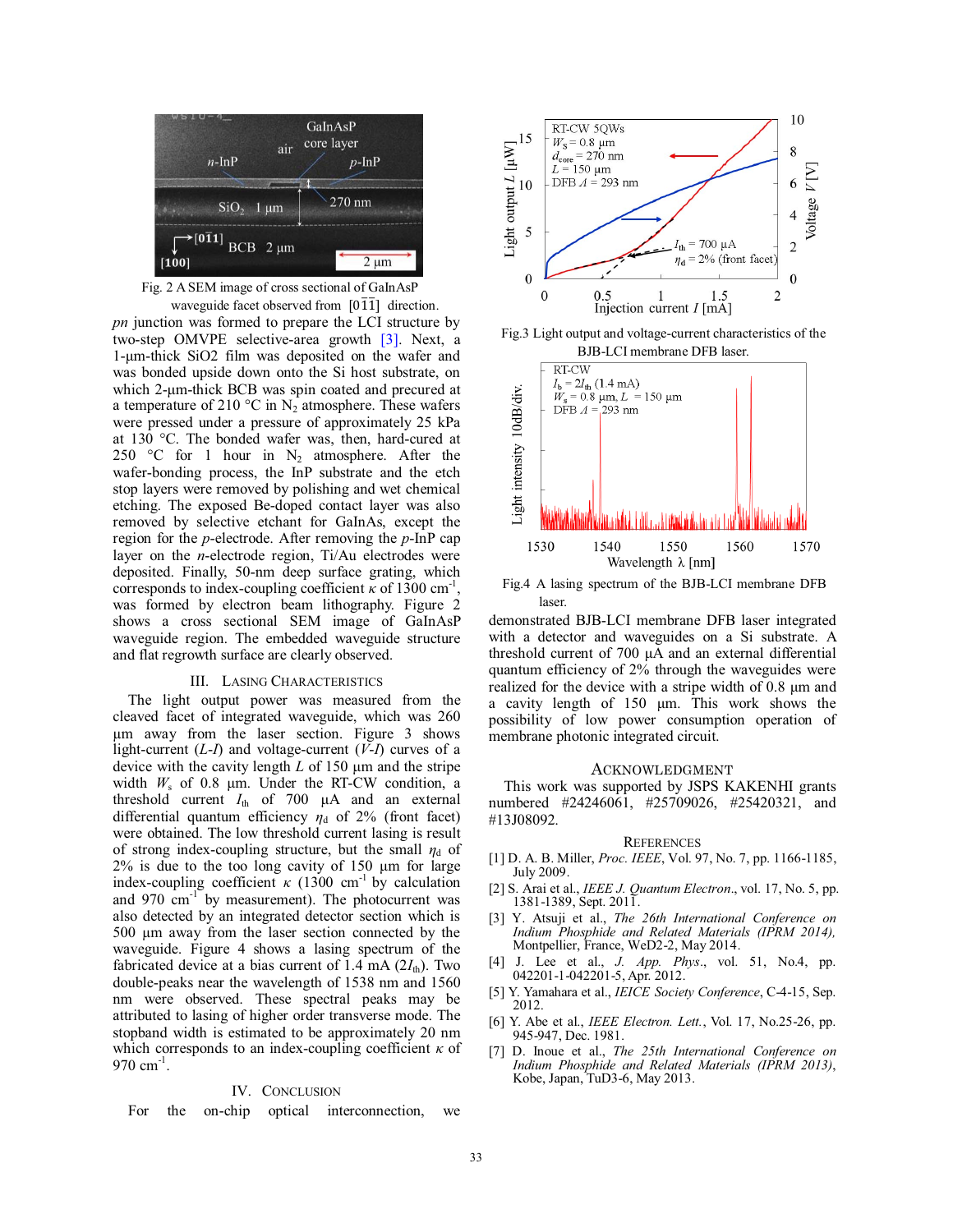GaInAsP core layer

air

*n*-InP

*p*-InP

$SiO_2$ 1 µm

270 nm

[0$\bar{1}$1]

BCB 2 µm

[100]

2 µm

Fig. 2 A SEM image of cross sectional of GaInAsP waveguide facet observed from [0$\bar{1}\bar{1}$] direction.

*pn* junction was formed to prepare the LCI structure by two-step OMVPE selective-area growth [3]. Next, a 1-µm-thick SiO2 film was deposited on the wafer and was bonded upside down onto the Si host substrate, on which 2-µm-thick BCB was spin coated and precured at a temperature of 210 °C in $N_2$ atmosphere. These wafers were pressed under a pressure of approximately 25 kPa at 130 °C. The bonded wafer was, then, hard-cured at 250 °C for 1 hour in $N_2$ atmosphere. After the wafer-bonding process, the InP substrate and the etch stop layers were removed by polishing and wet chemical etching. The exposed Be-doped contact layer was also removed by selective etchant for GaInAs, except the region for the *p*-electrode. After removing the *p*-InP cap layer on the *n*-electrode region, Ti/Au electrodes were deposited. Finally, 50-nm deep surface grating, which corresponds to index-coupling coefficient $\kappa$ of 1300 $cm^{-1}$, was formed by electron beam lithography. Figure 2 shows a cross sectional SEM image of GaInAsP waveguide region. The embedded waveguide structure and flat regrowth surface are clearly observed.

## III. Lasing Characteristics

The light output power was measured from the cleaved facet of integrated waveguide, which was 260 µm away from the laser section. Figure 3 shows light-current (*L-I*) and voltage-current (*V-I*) curves of a device with the cavity length *L* of 150 µm and the stripe width $W_s$ of 0.8 µm. Under the RT-CW condition, a threshold current $I_{th}$ of 700 µA and an external differential quantum efficiency $\eta_d$ of 2% (front facet) were obtained. The low threshold current lasing is result of strong index-coupling structure, but the small $\eta_d$ of 2% is due to the too long cavity of 150 µm for large index-coupling coefficient $\kappa$ (1300 $cm^{-1}$ by calculation and 970 $cm^{-1}$ by measurement). The photocurrent was also detected by an integrated detector section which is 500 µm away from the laser section connected by the waveguide. Figure 4 shows a lasing spectrum of the fabricated device at a bias current of 1.4 mA ($2I_{th}$). Two double-peaks near the wavelength of 1538 nm and 1560 nm were observed. These spectral peaks may be attributed to lasing of higher order transverse mode. The stopband width is estimated to be approximately 20 nm which corresponds to an index-coupling coefficient $\kappa$ of 970 $cm^{-1}$.

## IV. Conclusion

For the on-chip optical interconnection, we demonstrated BJB-LCI membrane DFB laser integrated with a detector and waveguides on a Si substrate. A threshold current of 700 µA and an external differential quantum efficiency of 2% through the waveguides were realized for the device with a stripe width of 0.8 µm and a cavity length of 150 µm. This work shows the possibility of low power consumption operation of membrane photonic integrated circuit.

RT-CW 5QWs
$W_s$ = 0.8 µm
$d_{core}$ = 270 nm
*L* = 150 µm
DFB $\Lambda$ = 293 nm
$I_{th}$ = 700 µA
$\eta_d$ = 2% (front facet)
Light output *L* [µW]
Voltage *V* [V]
Injection current *I* [mA]
0 0.5 1 1.5 2
0 5 10 15
0 2 4 6 8 10

Fig.3 Light output and voltage-current characteristics of the BJB-LCI membrane DFB laser.

RT-CW
$I_b$ = $2I_{th}$ (1.4 mA)
$W_s$ = 0.8 µm, *L* = 150 µm
DFB $\Lambda$ = 293 nm
Light intensity 10dB/div.
Wavelength λ [nm]
1530 1540 1550 1560 1570

Fig.4 A lasing spectrum of the BJB-LCI membrane DFB laser.

## Acknowledgment

This work was supported by JSPS KAKENHI grants numbered #24246061, #25709026, #25420321, and #13J08092.

## References

[1] D. A. B. Miller, *Proc. IEEE*, Vol. 97, No. 7, pp. 1166-1185, July 2009.

[2] S. Arai et al., *IEEE J. Quantum Electron*., vol. 17, No. 5, pp. 1381-1389, Sept. 2011.

[3] Y. Atsuji et al., *The 26th International Conference on Indium Phosphide and Related Materials (IPRM 2014)*, Montpellier, France, WeD2-2, May 2014.

[4] J. Lee et al., *J. App. Phys*., vol. 51, No.4, pp. 042201-1-042201-5, Apr. 2012.

[5] Y. Yamahara et al., *IEICE Society Conference*, C-4-15, Sep. 2012.

[6] Y. Abe et al., *IEEE Electron. Lett.*, Vol. 17, No.25-26, pp. 945-947, Dec. 1981.

[7] D. Inoue et al., *The 25th International Conference on Indium Phosphide and Related Materials (IPRM 2013)*, Kobe, Japan, TuD3-6, May 2013.